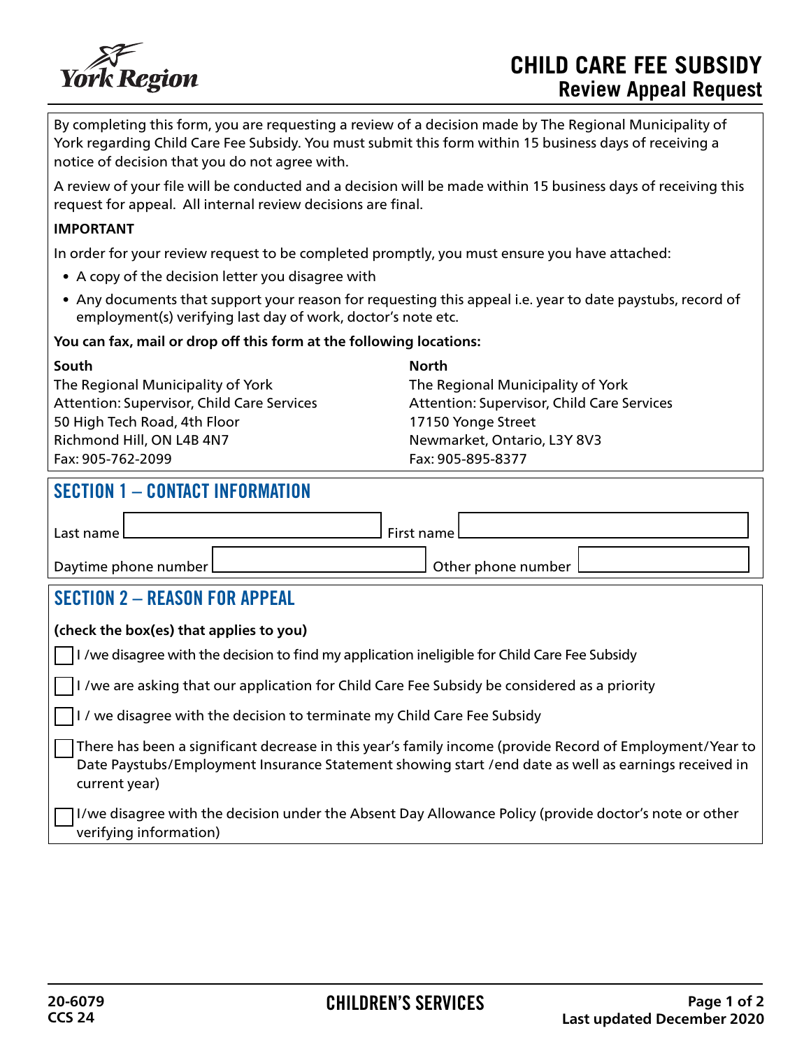York Region

# CHILD CARE FEE SUBSIDY
## Review Appeal Request

By completing this form, you are requesting a review of a decision made by The Regional Municipality of York regarding Child Care Fee Subsidy. You must submit this form within 15 business days of receiving a notice of decision that you do not agree with.

A review of your file will be conducted and a decision will be made within 15 business days of receiving this request for appeal. All internal review decisions are final.

**IMPORTANT**

In order for your review request to be completed promptly, you must ensure you have attached:

- A copy of the decision letter you disagree with
- Any documents that support your reason for requesting this appeal i.e. year to date paystubs, record of employment(s) verifying last day of work, doctor's note etc.

**You can fax, mail or drop off this form at the following locations:**

**South**
The Regional Municipality of York
Attention: Supervisor, Child Care Services
50 High Tech Road, 4th Floor
Richmond Hill, ON L4B 4N7
Fax: 905-762-2099

**North**
The Regional Municipality of York
Attention: Supervisor, Child Care Services
17150 Yonge Street
Newmarket, Ontario, L3Y 8V3
Fax: 905-895-8377

## SECTION 1 – CONTACT INFORMATION

Last name ______________ First name ______________

Daytime phone number ______________ Other phone number ______________

## SECTION 2 – REASON FOR APPEAL

**(check the box(es) that applies to you)**

- [ ] I /we disagree with the decision to find my application ineligible for Child Care Fee Subsidy
- [ ] I /we are asking that our application for Child Care Fee Subsidy be considered as a priority
- [ ] I / we disagree with the decision to terminate my Child Care Fee Subsidy
- [ ] There has been a significant decrease in this year's family income (provide Record of Employment/Year to Date Paystubs/Employment Insurance Statement showing start /end date as well as earnings received in current year)
- [ ] I/we disagree with the decision under the Absent Day Allowance Policy (provide doctor's note or other verifying information)

20-6079
CCS 24

CHILDREN'S SERVICES

Last updated December 2020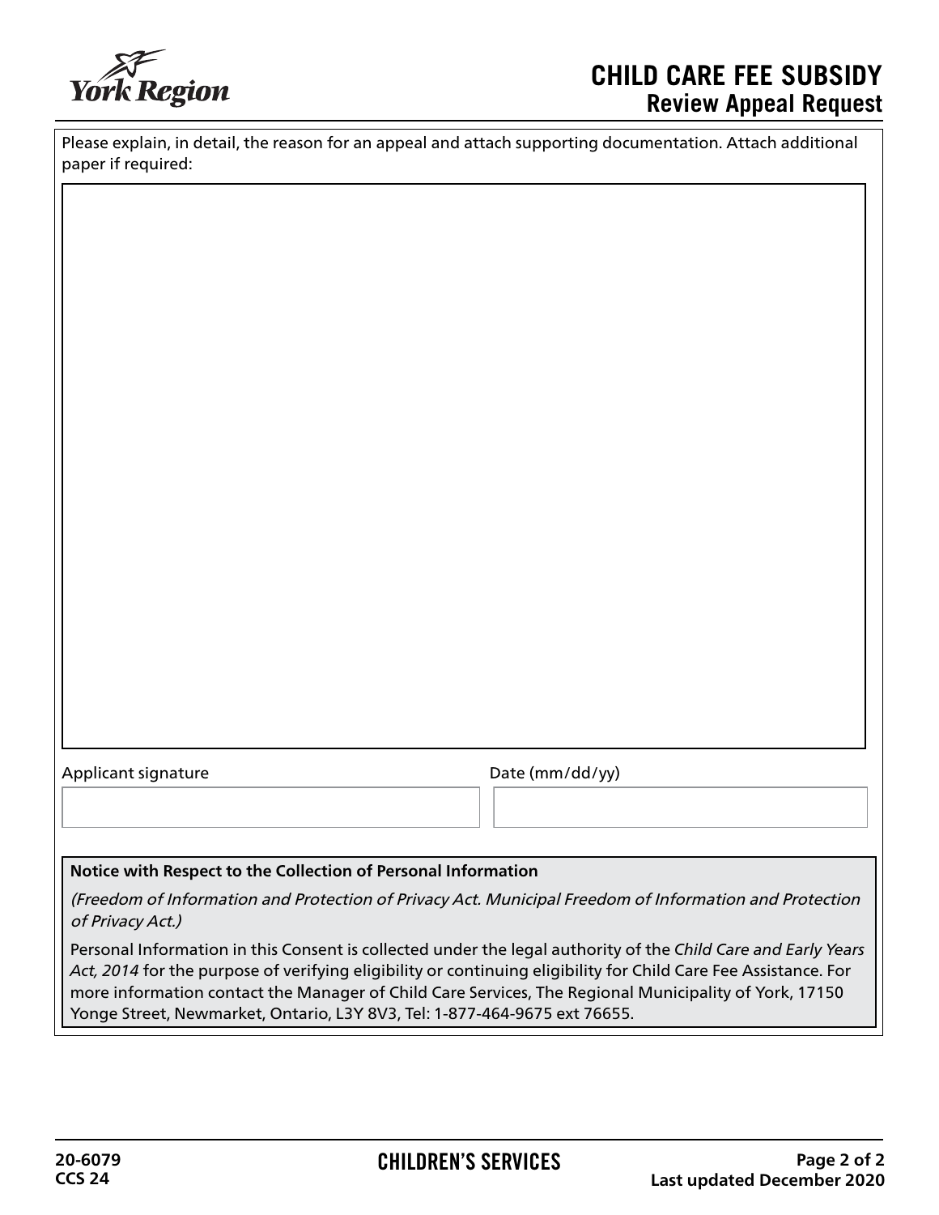Please explain, in detail, the reason for an appeal and attach supporting documentation. Attach additional paper if required:

Applicant signature

Date (mm/dd/yy)

**Notice with Respect to the Collection of Personal Information**

*(Freedom of Information and Protection of Privacy Act. Municipal Freedom of Information and Protection of Privacy Act.)*

Personal Information in this Consent is collected under the legal authority of the *Child Care and Early Years Act, 2014* for the purpose of verifying eligibility or continuing eligibility for Child Care Fee Assistance. For more information contact the Manager of Child Care Services, The Regional Municipality of York, 17150 Yonge Street, Newmarket, Ontario, L3Y 8V3, Tel: 1-877-464-9675 ext 76655.

20-6079
CCS 24

CHILDREN'S SERVICES

Last updated December 2020